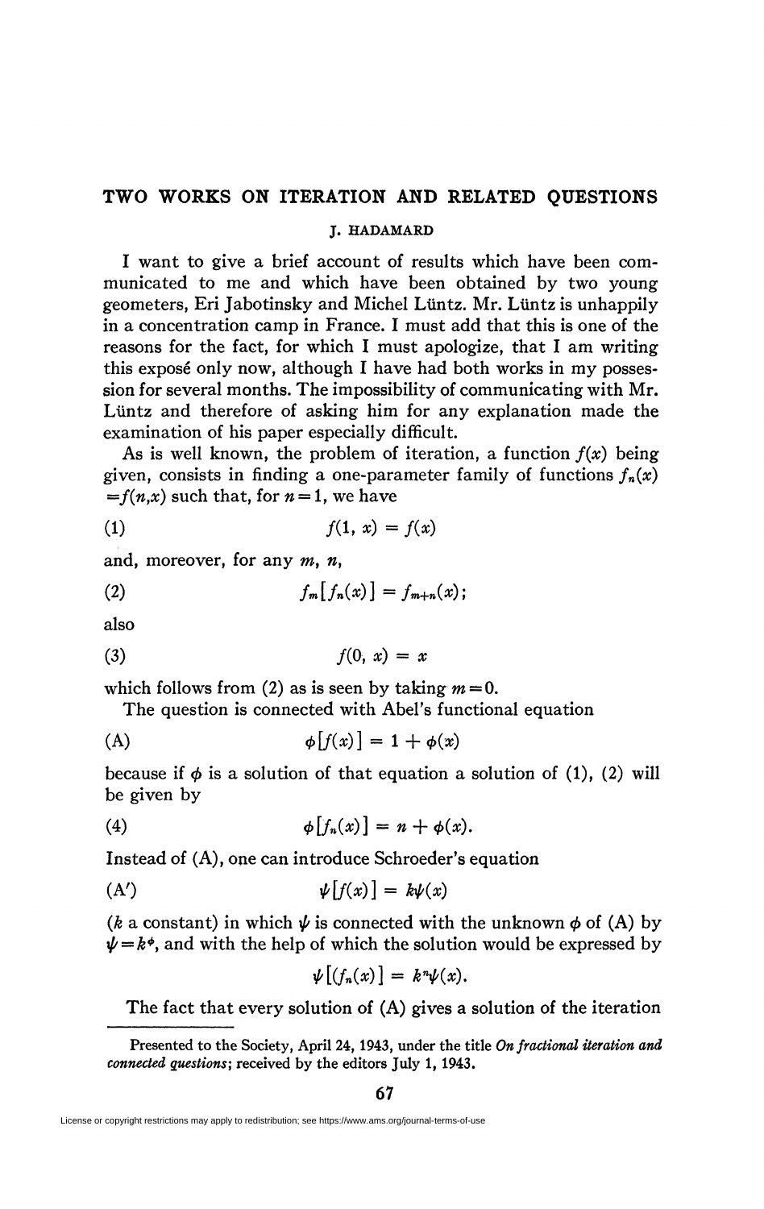# TWO WORKS ON ITERATION AND RELATED QUESTIONS

J. HADAMARD

I want to give a brief account of results which have been communicated to me and which have been obtained by two young geometers, Eri Jabotinsky and Michel Lüntz. Mr. Lüntz is unhappily in a concentration camp in France. I must add that this is one of the reasons for the fact, for which I must apologize, that I am writing this exposé only now, although I have had both works in my possession for several months. The impossibility of communicating with Mr. Lüntz and therefore of asking him for any explanation made the examination of his paper especially difficult.

As is well known, the problem of iteration, a function $f(x)$ being given, consists in finding a one-parameter family of functions $f_n(x) = f(n,x)$ such that, for $n=1$, we have

$$f(1, x) = f(x) \tag{1}$$

and, moreover, for any $m$, $n$,

$$f_m[f_n(x)] = f_{m+n}(x); \tag{2}$$

also

$$f(0, x) = x \tag{3}$$

which follows from (2) as is seen by taking $m=0$.

The question is connected with Abel's functional equation

$$\phi[f(x)] = 1 + \phi(x) \tag{A}$$

because if $\phi$ is a solution of that equation a solution of (1), (2) will be given by

$$\phi[f_n(x)] = n + \phi(x). \tag{4}$$

Instead of (A), one can introduce Schroeder's equation

$$\psi[f(x)] = k\psi(x) \tag{A'}$$

($k$ a constant) in which $\psi$ is connected with the unknown $\phi$ of (A) by $\psi = k^{\phi}$, and with the help of which the solution would be expressed by

$$\psi[(f_n(x)] = k^n\psi(x).$$

The fact that every solution of (A) gives a solution of the iteration

---

Presented to the Society, April 24, 1943, under the title *On fractional iteration and connected questions*; received by the editors July 1, 1943.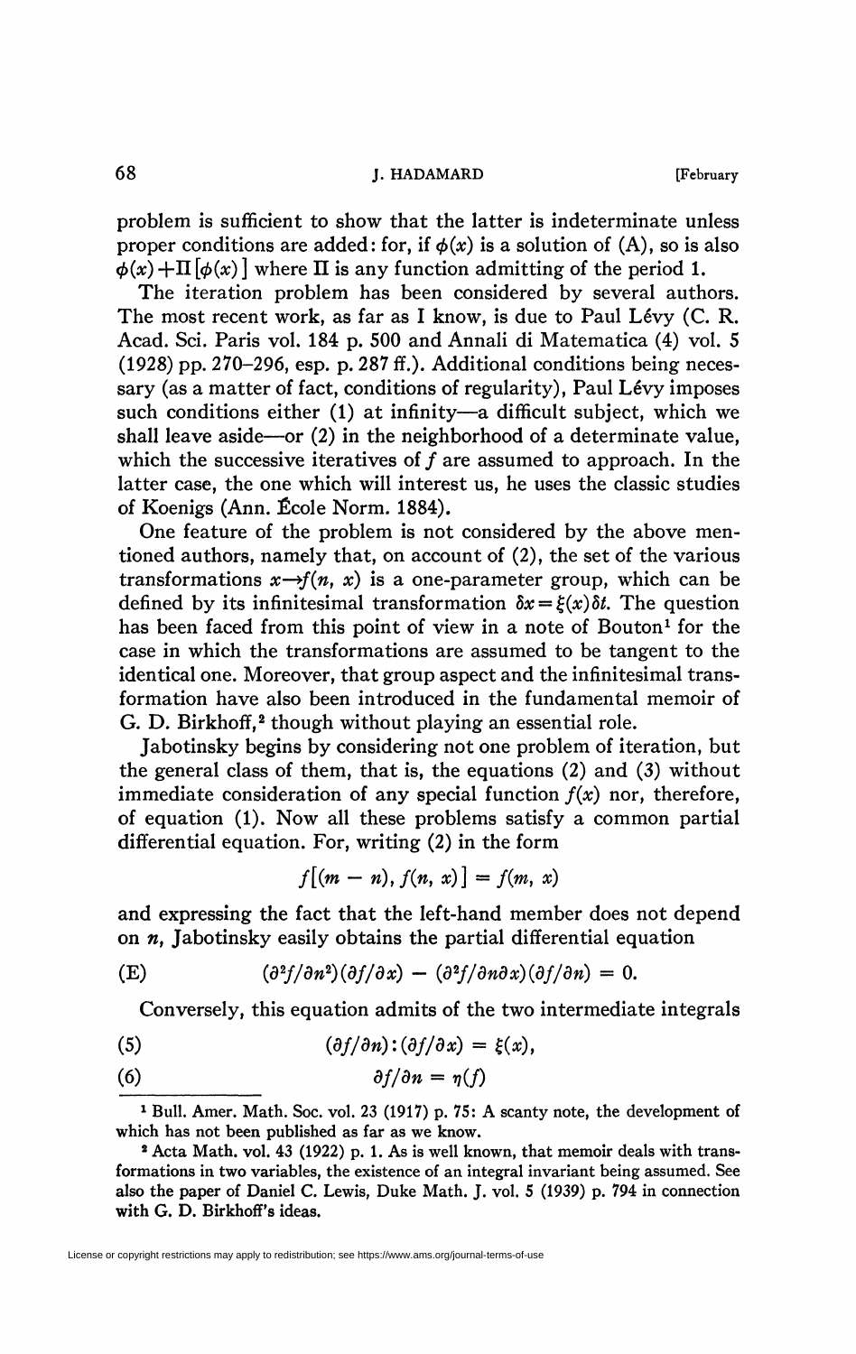problem is sufficient to show that the latter is indeterminate unless proper conditions are added: for, if $\phi(x)$ is a solution of (A), so is also $\phi(x)+\Pi[\phi(x)]$ where $\Pi$ is any function admitting of the period 1.

The iteration problem has been considered by several authors. The most recent work, as far as I know, is due to Paul Lévy (C. R. Acad. Sci. Paris vol. 184 p. 500 and Annali di Matematica (4) vol. 5 (1928) pp. 270–296, esp. p. 287 ff.). Additional conditions being necessary (as a matter of fact, conditions of regularity), Paul Lévy imposes such conditions either (1) at infinity—a difficult subject, which we shall leave aside—or (2) in the neighborhood of a determinate value, which the successive iteratives of $f$ are assumed to approach. In the latter case, the one which will interest us, he uses the classic studies of Koenigs (Ann. École Norm. 1884).

One feature of the problem is not considered by the above mentioned authors, namely that, on account of (2), the set of the various transformations $x \rightarrow f(n, x)$ is a one-parameter group, which can be defined by its infinitesimal transformation $\delta x = \xi(x)\delta t$. The question has been faced from this point of view in a note of Bouton[1] for the case in which the transformations are assumed to be tangent to the identical one. Moreover, that group aspect and the infinitesimal transformation have also been introduced in the fundamental memoir of G. D. Birkhoff,[2] though without playing an essential role.

Jabotinsky begins by considering not one problem of iteration, but the general class of them, that is, the equations (2) and (3) without immediate consideration of any special function $f(x)$ nor, therefore, of equation (1). Now all these problems satisfy a common partial differential equation. For, writing (2) in the form

$$f[(m - n), f(n, x)] = f(m, x)$$

and expressing the fact that the left-hand member does not depend on $n$, Jabotinsky easily obtains the partial differential equation

$$\text{(E)} \qquad (\partial^2 f/\partial n^2)(\partial f/\partial x) - (\partial^2 f/\partial n \partial x)(\partial f/\partial n) = 0.$$

Conversely, this equation admits of the two intermediate integrals

$$\text{(5)} \qquad (\partial f/\partial n) : (\partial f/\partial x) = \xi(x),$$

$$\text{(6)} \qquad \partial f/\partial n = \eta(f)$$

---

[1] Bull. Amer. Math. Soc. vol. 23 (1917) p. 75: A scanty note, the development of which has not been published as far as we know.

[2] Acta Math. vol. 43 (1922) p. 1. As is well known, that memoir deals with transformations in two variables, the existence of an integral invariant being assumed. See also the paper of Daniel C. Lewis, Duke Math. J. vol. 5 (1939) p. 794 in connection with G. D. Birkhoff's ideas.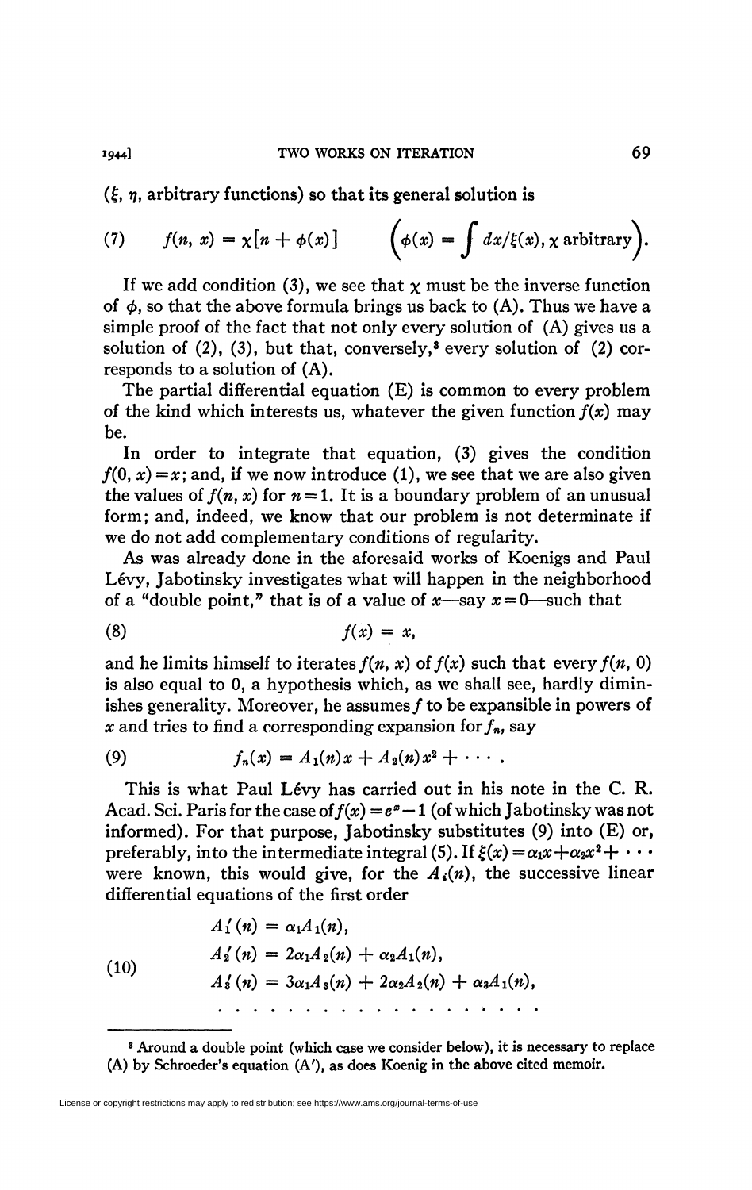($\xi$, $\eta$, arbitrary functions) so that its general solution is

$$(7) \qquad f(n, x) = \chi[n + \phi(x)] \qquad \left(\phi(x) = \int dx/\xi(x), \chi \text{ arbitrary}\right).$$

If we add condition (3), we see that $\chi$ must be the inverse function of $\phi$, so that the above formula brings us back to (A). Thus we have a simple proof of the fact that not only every solution of (A) gives us a solution of (2), (3), but that, conversely,[8] every solution of (2) corresponds to a solution of (A).

The partial differential equation (E) is common to every problem of the kind which interests us, whatever the given function $f(x)$ may be.

In order to integrate that equation, (3) gives the condition $f(0, x) = x$; and, if we now introduce (1), we see that we are also given the values of $f(n, x)$ for $n = 1$. It is a boundary problem of an unusual form; and, indeed, we know that our problem is not determinate if we do not add complementary conditions of regularity.

As was already done in the aforesaid works of Koenigs and Paul Lévy, Jabotinsky investigates what will happen in the neighborhood of a "double point," that is of a value of $x$—say $x = 0$—such that

$$(8) \qquad f(x) = x,$$

and he limits himself to iterates $f(n, x)$ of $f(x)$ such that every $f(n, 0)$ is also equal to 0, a hypothesis which, as we shall see, hardly diminishes generality. Moreover, he assumes $f$ to be expansible in powers of $x$ and tries to find a corresponding expansion for $f_n$, say

$$(9) \qquad f_n(x) = A_1(n)x + A_2(n)x^2 + \cdots .$$

This is what Paul Lévy has carried out in his note in the C. R. Acad. Sci. Paris for the case of $f(x) = e^x - 1$ (of which Jabotinsky was not informed). For that purpose, Jabotinsky substitutes (9) into (E) or, preferably, into the intermediate integral (5). If $\xi(x) = \alpha_1 x + \alpha_2 x^2 + \cdots$ were known, this would give, for the $A_i(n)$, the successive linear differential equations of the first order

$$(10) \qquad \begin{aligned} A_1'(n) &= \alpha_1 A_1(n), \\ A_2'(n) &= 2\alpha_1 A_2(n) + \alpha_2 A_1(n), \\ A_3'(n) &= 3\alpha_1 A_3(n) + 2\alpha_2 A_2(n) + \alpha_3 A_1(n), \\ &\cdots\cdots\cdots\cdots\cdots\cdots \end{aligned}$$

[8] Around a double point (which case we consider below), it is necessary to replace (A) by Schroeder's equation (A'), as does Koenig in the above cited memoir.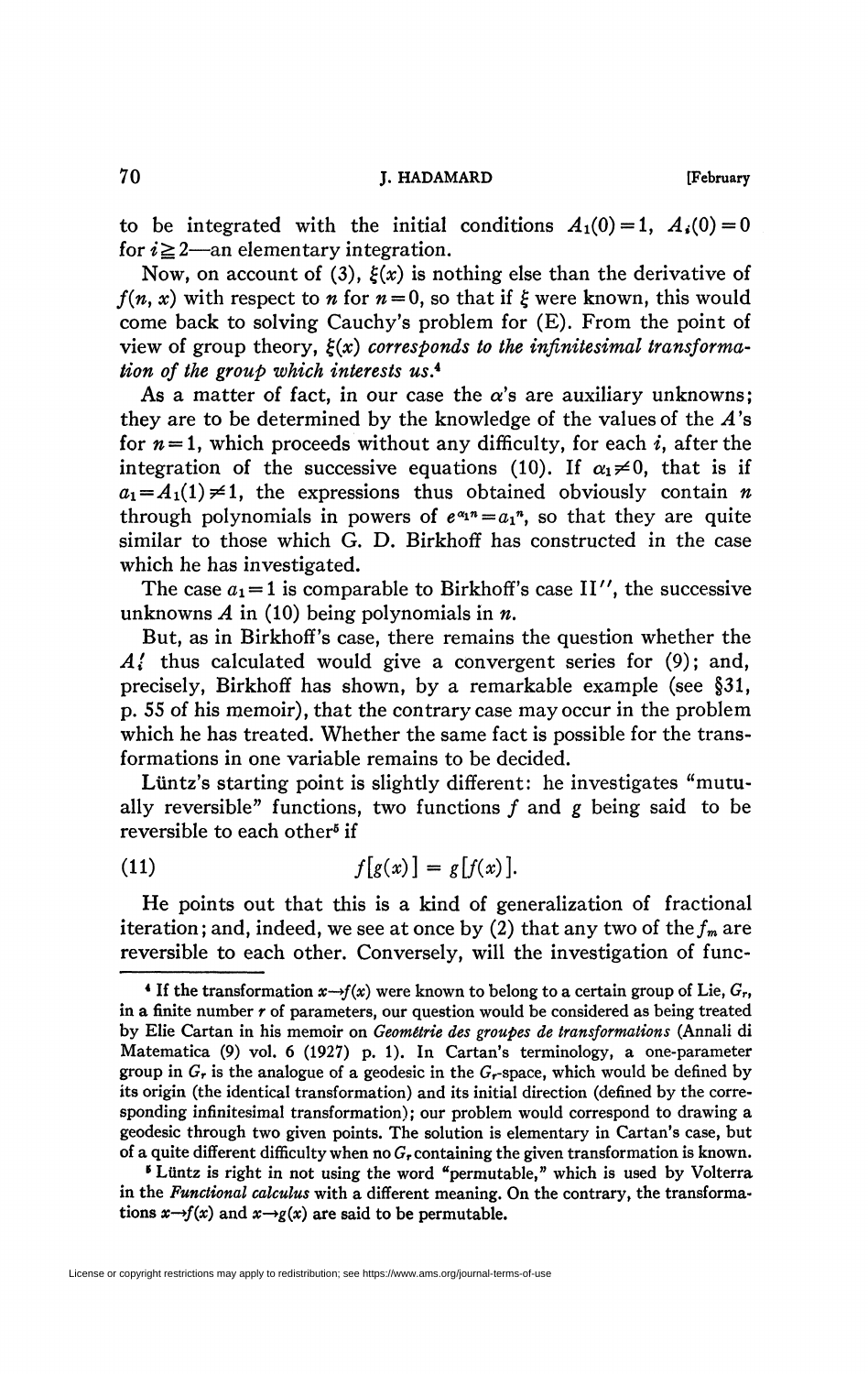to be integrated with the initial conditions $A_1(0)=1$, $A_i(0)=0$ for $i \geqq 2$—an elementary integration.

Now, on account of (3), $\xi(x)$ is nothing else than the derivative of $f(n, x)$ with respect to $n$ for $n=0$, so that if $\xi$ were known, this would come back to solving Cauchy's problem for (E). From the point of view of group theory, *$\xi(x)$ corresponds to the infinitesimal transformation of the group which interests us*.[4]

As a matter of fact, in our case the $\alpha$'s are auxiliary unknowns; they are to be determined by the knowledge of the values of the $A$'s for $n=1$, which proceeds without any difficulty, for each $i$, after the integration of the successive equations (10). If $\alpha_1 \neq 0$, that is if $a_1 = A_1(1) \neq 1$, the expressions thus obtained obviously contain $n$ through polynomials in powers of $e^{\alpha_1 n} = a_1^n$, so that they are quite similar to those which G. D. Birkhoff has constructed in the case which he has investigated.

The case $a_1 = 1$ is comparable to Birkhoff's case II'', the successive unknowns $A$ in (10) being polynomials in $n$.

But, as in Birkhoff's case, there remains the question whether the $A_i^1$ thus calculated would give a convergent series for (9); and, precisely, Birkhoff has shown, by a remarkable example (see §31, p. 55 of his memoir), that the contrary case may occur in the problem which he has treated. Whether the same fact is possible for the transformations in one variable remains to be decided.

Lüntz's starting point is slightly different: he investigates "mutually reversible" functions, two functions $f$ and $g$ being said to be reversible to each other[5] if

$$f[g(x)] = g[f(x)]. \tag{11}$$

He points out that this is a kind of generalization of fractional iteration; and, indeed, we see at once by (2) that any two of the $f_m$ are reversible to each other. Conversely, will the investigation of func-

---

[4] If the transformation $x \to f(x)$ were known to belong to a certain group of Lie, $G_r$, in a finite number $r$ of parameters, our question would be considered as being treated by Elie Cartan in his memoir on *Geométrie des groupes de transformations* (Annali di Matematica (9) vol. 6 (1927) p. 1). In Cartan's terminology, a one-parameter group in $G_r$ is the analogue of a geodesic in the $G_r$-space, which would be defined by its origin (the identical transformation) and its initial direction (defined by the corresponding infinitesimal transformation); our problem would correspond to drawing a geodesic through two given points. The solution is elementary in Cartan's case, but of a quite different difficulty when no $G_r$ containing the given transformation is known.

[5] Lüntz is right in not using the word "permutable," which is used by Volterra in the *Functional calculus* with a different meaning. On the contrary, the transformations $x \to f(x)$ and $x \to g(x)$ are said to be permutable.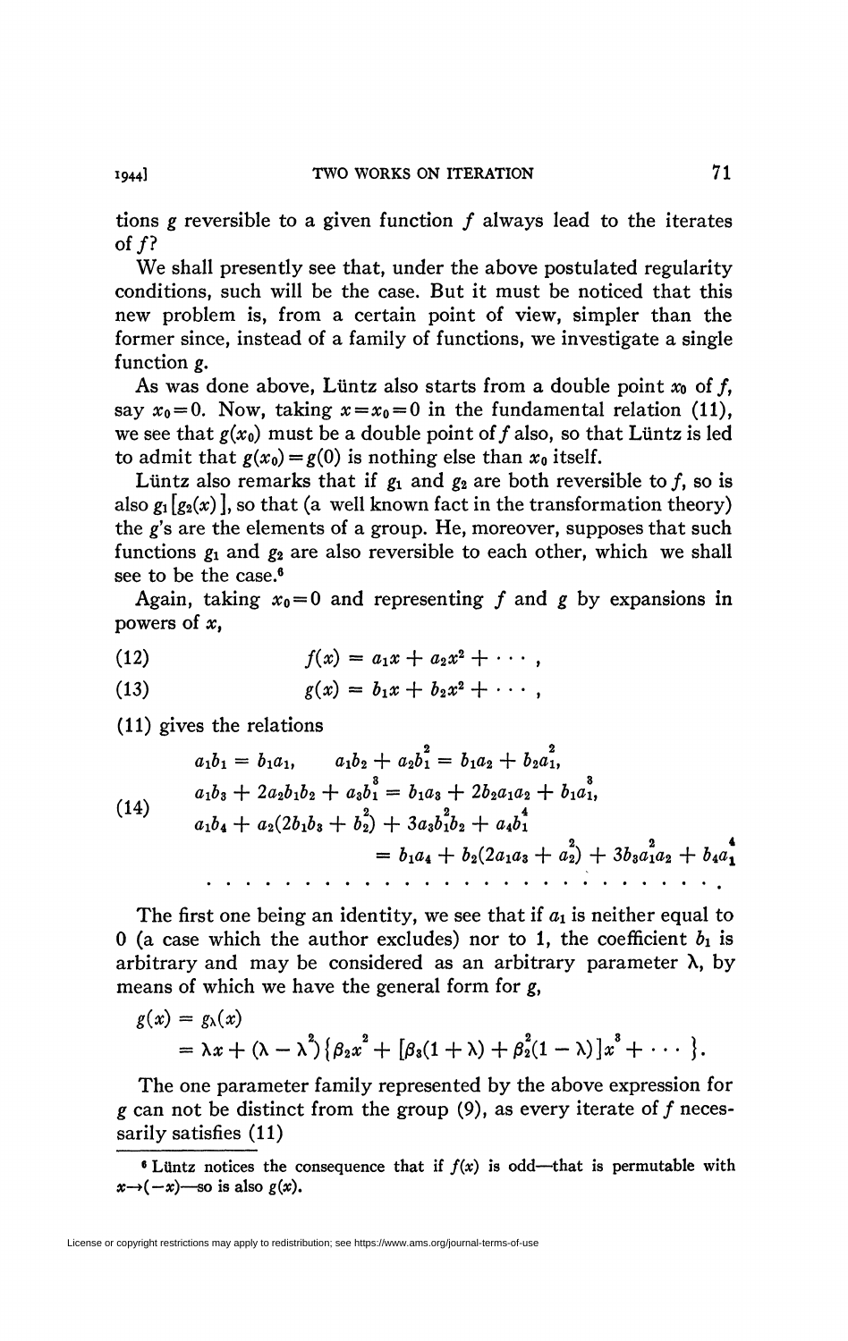tions $g$ reversible to a given function $f$ always lead to the iterates of $f$?

We shall presently see that, under the above postulated regularity conditions, such will be the case. But it must be noticed that this new problem is, from a certain point of view, simpler than the former since, instead of a family of functions, we investigate a single function $g$.

As was done above, Lüntz also starts from a double point $x_0$ of $f$, say $x_0=0$. Now, taking $x=x_0=0$ in the fundamental relation (11), we see that $g(x_0)$ must be a double point of $f$ also, so that Lüntz is led to admit that $g(x_0)=g(0)$ is nothing else than $x_0$ itself.

Lüntz also remarks that if $g_1$ and $g_2$ are both reversible to $f$, so is also $g_1[g_2(x)]$, so that (a well known fact in the transformation theory) the $g$'s are the elements of a group. He, moreover, supposes that such functions $g_1$ and $g_2$ are also reversible to each other, which we shall see to be the case.[6]

Again, taking $x_0=0$ and representing $f$ and $g$ by expansions in powers of $x$,

$$f(x) = a_1x + a_2x^2 + \cdots, \tag{12}$$

$$g(x) = b_1x + b_2x^2 + \cdots, \tag{13}$$

(11) gives the relations

$$\begin{aligned}
&a_1b_1 = b_1a_1, \qquad a_1b_2 + a_2b_1^2 = b_1a_2 + b_2a_1^2,\\
&a_1b_3 + 2a_2b_1b_2 + a_3b_1^3 = b_1a_3 + 2b_2a_1a_2 + b_1a_1^3,\\
&a_1b_4 + a_2(2b_1b_3 + b_2^2) + 3a_3b_1^2b_2 + a_4b_1^4\\
&\qquad\qquad = b_1a_4 + b_2(2a_1a_3 + a_2^2) + 3b_3a_1^2a_2 + b_4a_1^4\\
&\cdots\cdots\cdots\cdots\cdots\cdots\cdots\cdots\cdots\cdots
\end{aligned} \tag{14}$$

The first one being an identity, we see that if $a_1$ is neither equal to 0 (a case which the author excludes) nor to 1, the coefficient $b_1$ is arbitrary and may be considered as an arbitrary parameter $\lambda$, by means of which we have the general form for $g$,

$$\begin{aligned}
g(x) &= g_\lambda(x)\\
&= \lambda x + (\lambda - \lambda^2)\{\beta_2x^2 + [\beta_3(1+\lambda) + \beta_2^2(1-\lambda)]x^3 + \cdots\}.
\end{aligned}$$

The one parameter family represented by the above expression for $g$ can not be distinct from the group (9), as every iterate of $f$ necessarily satisfies (11)

[6] Lüntz notices the consequence that if $f(x)$ is odd—that is permutable with $x\to(-x)$—so is also $g(x)$.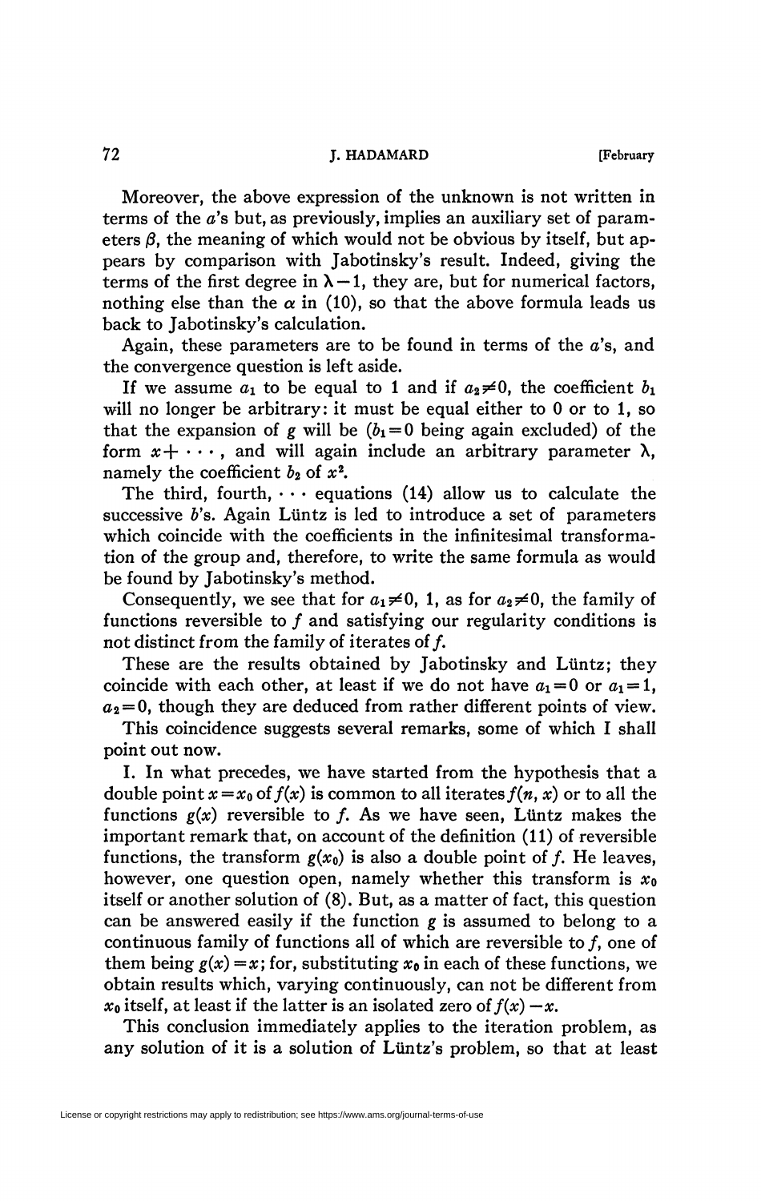Moreover, the above expression of the unknown is not written in terms of the $a$'s but, as previously, implies an auxiliary set of parameters $\beta$, the meaning of which would not be obvious by itself, but appears by comparison with Jabotinsky's result. Indeed, giving the terms of the first degree in $\lambda - 1$, they are, but for numerical factors, nothing else than the $\alpha$ in (10), so that the above formula leads us back to Jabotinsky's calculation.

Again, these parameters are to be found in terms of the $a$'s, and the convergence question is left aside.

If we assume $a_1$ to be equal to 1 and if $a_2 \neq 0$, the coefficient $b_1$ will no longer be arbitrary: it must be equal either to 0 or to 1, so that the expansion of $g$ will be ($b_1 = 0$ being again excluded) of the form $x + \cdots$, and will again include an arbitrary parameter $\lambda$, namely the coefficient $b_2$ of $x^2$.

The third, fourth, $\cdots$ equations (14) allow us to calculate the successive $b$'s. Again Lüntz is led to introduce a set of parameters which coincide with the coefficients in the infinitesimal transformation of the group and, therefore, to write the same formula as would be found by Jabotinsky's method.

Consequently, we see that for $a_1 \neq 0$, 1, as for $a_2 \neq 0$, the family of functions reversible to $f$ and satisfying our regularity conditions is not distinct from the family of iterates of $f$.

These are the results obtained by Jabotinsky and Lüntz; they coincide with each other, at least if we do not have $a_1 = 0$ or $a_1 = 1$, $a_2 = 0$, though they are deduced from rather different points of view.

This coincidence suggests several remarks, some of which I shall point out now.

I. In what precedes, we have started from the hypothesis that a double point $x = x_0$ of $f(x)$ is common to all iterates $f(n, x)$ or to all the functions $g(x)$ reversible to $f$. As we have seen, Lüntz makes the important remark that, on account of the definition (11) of reversible functions, the transform $g(x_0)$ is also a double point of $f$. He leaves, however, one question open, namely whether this transform is $x_0$ itself or another solution of (8). But, as a matter of fact, this question can be answered easily if the function $g$ is assumed to belong to a continuous family of functions all of which are reversible to $f$, one of them being $g(x) = x$; for, substituting $x_0$ in each of these functions, we obtain results which, varying continuously, can not be different from $x_0$ itself, at least if the latter is an isolated zero of $f(x) - x$.

This conclusion immediately applies to the iteration problem, as any solution of it is a solution of Lüntz's problem, so that at least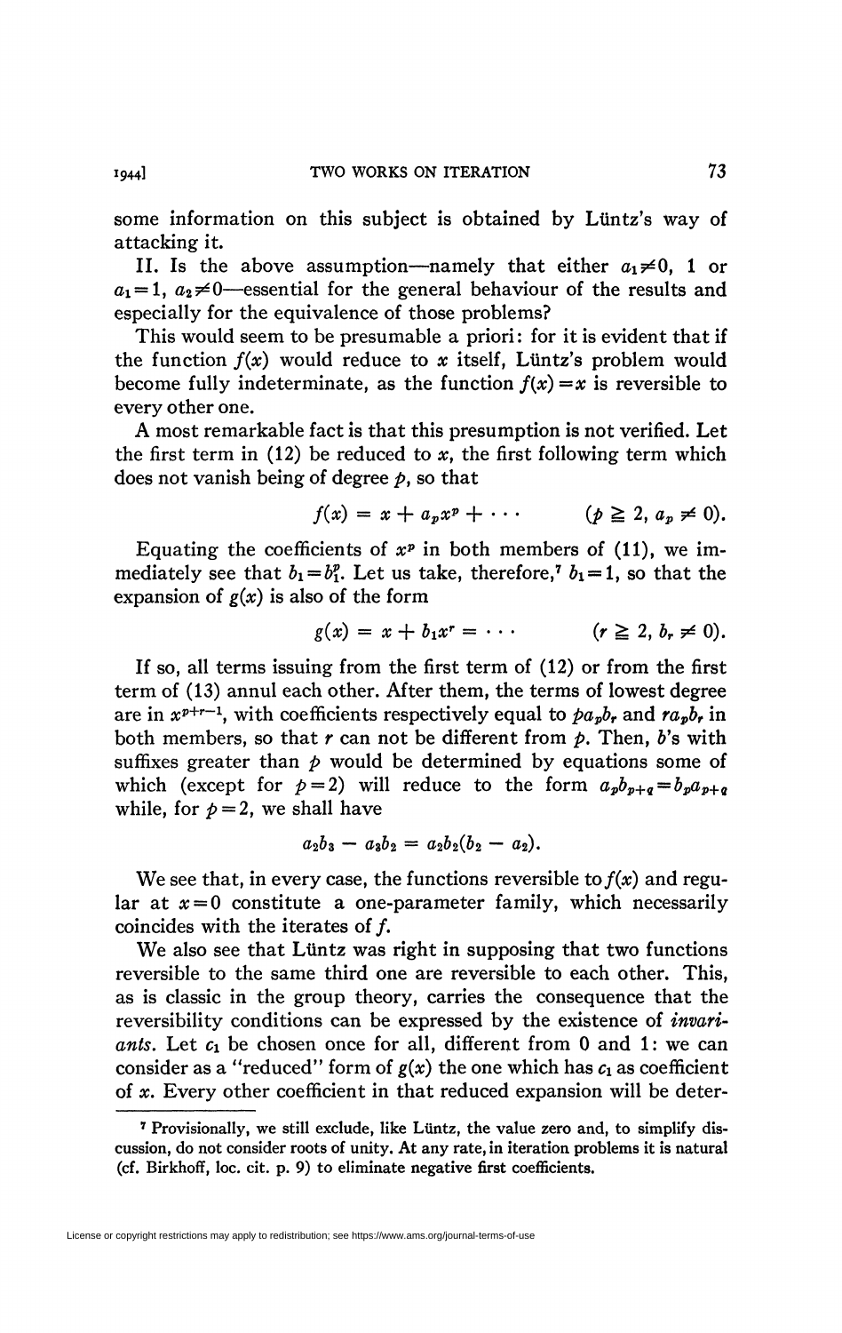some information on this subject is obtained by Lüntz's way of attacking it.

II. Is the above assumption—namely that either $a_1 \neq 0$, 1 or $a_1 = 1$, $a_2 \neq 0$—essential for the general behaviour of the results and especially for the equivalence of those problems?

This would seem to be presumable a priori: for it is evident that if the function $f(x)$ would reduce to $x$ itself, Lüntz's problem would become fully indeterminate, as the function $f(x) = x$ is reversible to every other one.

A most remarkable fact is that this presumption is not verified. Let the first term in (12) be reduced to $x$, the first following term which does not vanish being of degree $p$, so that

$$f(x) = x + a_p x^p + \cdots \qquad (p \geqq 2,\ a_p \neq 0).$$

Equating the coefficients of $x^p$ in both members of (11), we immediately see that $b_1 = b_1^p$. Let us take, therefore,[7] $b_1 = 1$, so that the expansion of $g(x)$ is also of the form

$$g(x) = x + b_1 x^r = \cdots \qquad (r \geqq 2,\ b_r \neq 0).$$

If so, all terms issuing from the first term of (12) or from the first term of (13) annul each other. After them, the terms of lowest degree are in $x^{p+r-1}$, with coefficients respectively equal to $pa_p b_r$ and $ra_p b_r$ in both members, so that $r$ can not be different from $p$. Then, $b$'s with suffixes greater than $p$ would be determined by equations some of which (except for $p = 2$) will reduce to the form $a_p b_{p+q} = b_p a_{p+q}$ while, for $p = 2$, we shall have

$$a_2 b_3 - a_3 b_2 = a_2 b_2 (b_2 - a_2).$$

We see that, in every case, the functions reversible to $f(x)$ and regular at $x = 0$ constitute a one-parameter family, which necessarily coincides with the iterates of $f$.

We also see that Lüntz was right in supposing that two functions reversible to the same third one are reversible to each other. This, as is classic in the group theory, carries the consequence that the reversibility conditions can be expressed by the existence of *invariants*. Let $c_1$ be chosen once for all, different from 0 and 1: we can consider as a "reduced" form of $g(x)$ the one which has $c_1$ as coefficient of $x$. Every other coefficient in that reduced expansion will be deter-

---

[7] Provisionally, we still exclude, like Lüntz, the value zero and, to simplify discussion, do not consider roots of unity. At any rate, in iteration problems it is natural (cf. Birkhoff, loc. cit. p. 9) to eliminate negative first coefficients.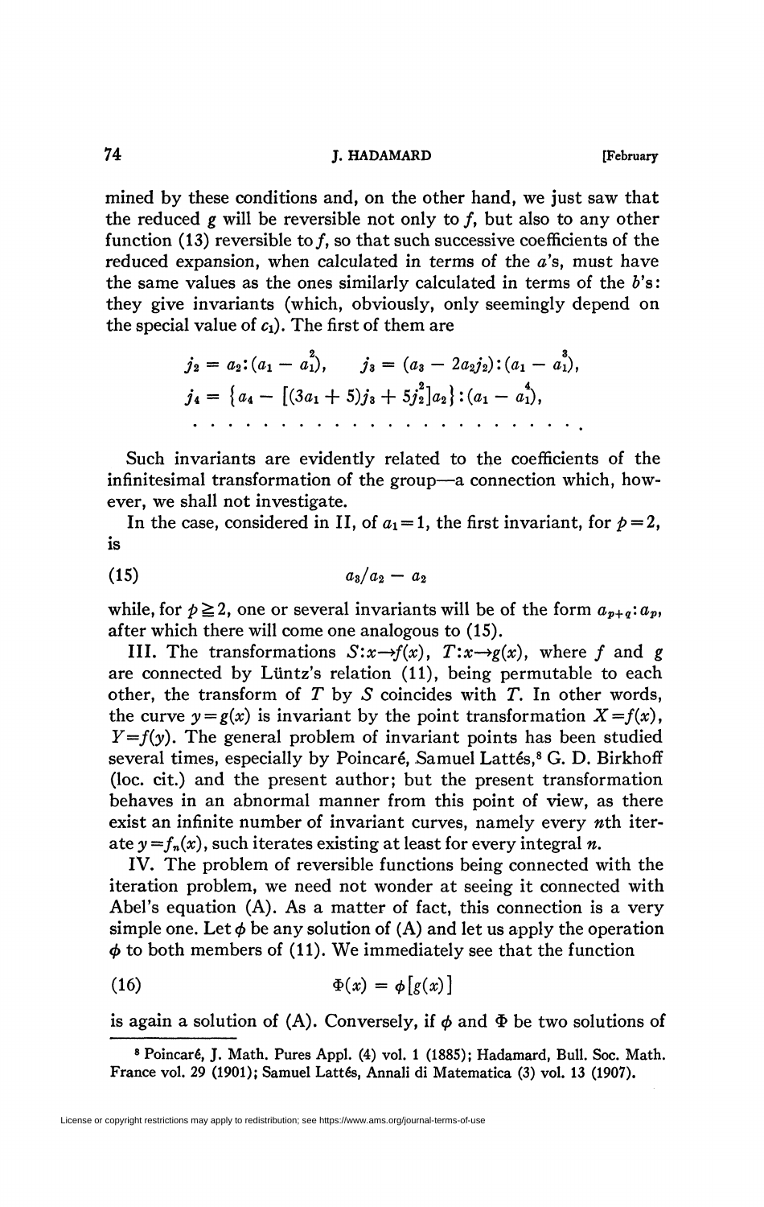mined by these conditions and, on the other hand, we just saw that the reduced $g$ will be reversible not only to $f$, but also to any other function (13) reversible to $f$, so that such successive coefficients of the reduced expansion, when calculated in terms of the $a$'s, must have the same values as the ones similarly calculated in terms of the $b$'s: they give invariants (which, obviously, only seemingly depend on the special value of $c_1$). The first of them are

$$j_2 = a_2 : (a_1 - a_1^2), \qquad j_3 = (a_3 - 2a_2 j_2) : (a_1 - a_1^3),$$
$$j_4 = \{a_4 - [(3a_1 + 5)j_3 + 5j_2^2]a_2\} : (a_1 - a_1^4),$$
$$\cdots\cdots\cdots\cdots\cdots\cdots\cdots\cdots\cdots$$

Such invariants are evidently related to the coefficients of the infinitesimal transformation of the group—a connection which, however, we shall not investigate.

In the case, considered in II, of $a_1 = 1$, the first invariant, for $p = 2$, is

$$a_3/a_2 - a_2 \tag{15}$$

while, for $p \geqq 2$, one or several invariants will be of the form $a_{p+q} : a_p$, after which there will come one analogous to (15).

III. The transformations $S : x \to f(x)$, $T : x \to g(x)$, where $f$ and $g$ are connected by Lüntz's relation (11), being permutable to each other, the transform of $T$ by $S$ coincides with $T$. In other words, the curve $y = g(x)$ is invariant by the point transformation $X = f(x)$, $Y = f(y)$. The general problem of invariant points has been studied several times, especially by Poincaré, Samuel Lattès,[8] G. D. Birkhoff (loc. cit.) and the present author; but the present transformation behaves in an abnormal manner from this point of view, as there exist an infinite number of invariant curves, namely every $n$th iterate $y = f_n(x)$, such iterates existing at least for every integral $n$.

IV. The problem of reversible functions being connected with the iteration problem, we need not wonder at seeing it connected with Abel's equation (A). As a matter of fact, this connection is a very simple one. Let $\phi$ be any solution of (A) and let us apply the operation $\phi$ to both members of (11). We immediately see that the function

$$\Phi(x) = \phi[g(x)] \tag{16}$$

is again a solution of (A). Conversely, if $\phi$ and $\Phi$ be two solutions of

---

[8] Poincaré, J. Math. Pures Appl. (4) vol. 1 (1885); Hadamard, Bull. Soc. Math. France vol. 29 (1901); Samuel Lattès, Annali di Matematica (3) vol. 13 (1907).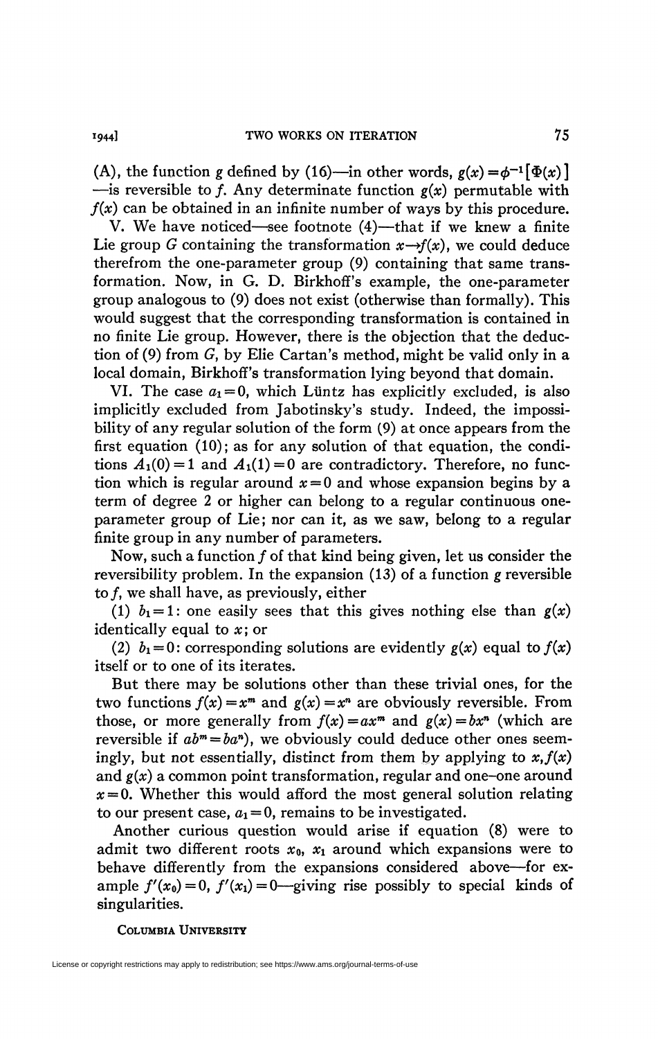(A), the function $g$ defined by (16)—in other words, $g(x) = \phi^{-1}[\Phi(x)]$—is reversible to $f$. Any determinate function $g(x)$ permutable with $f(x)$ can be obtained in an infinite number of ways by this procedure.

V. We have noticed—see footnote (4)—that if we knew a finite Lie group $G$ containing the transformation $x \rightarrow f(x)$, we could deduce therefrom the one-parameter group (9) containing that same transformation. Now, in G. D. Birkhoff's example, the one-parameter group analogous to (9) does not exist (otherwise than formally). This would suggest that the corresponding transformation is contained in no finite Lie group. However, there is the objection that the deduction of (9) from $G$, by Elie Cartan's method, might be valid only in a local domain, Birkhoff's transformation lying beyond that domain.

VI. The case $a_1 = 0$, which Lüntz has explicitly excluded, is also implicitly excluded from Jabotinsky's study. Indeed, the impossibility of any regular solution of the form (9) at once appears from the first equation (10); as for any solution of that equation, the conditions $A_1(0) = 1$ and $A_1(1) = 0$ are contradictory. Therefore, no function which is regular around $x = 0$ and whose expansion begins by a term of degree 2 or higher can belong to a regular continuous one-parameter group of Lie; nor can it, as we saw, belong to a regular finite group in any number of parameters.

Now, such a function $f$ of that kind being given, let us consider the reversibility problem. In the expansion (13) of a function $g$ reversible to $f$, we shall have, as previously, either

(1) $b_1 = 1$: one easily sees that this gives nothing else than $g(x)$ identically equal to $x$; or

(2) $b_1 = 0$: corresponding solutions are evidently $g(x)$ equal to $f(x)$ itself or to one of its iterates.

But there may be solutions other than these trivial ones, for the two functions $f(x) = x^m$ and $g(x) = x^n$ are obviously reversible. From those, or more generally from $f(x) = ax^m$ and $g(x) = bx^n$ (which are reversible if $ab^m = ba^n$), we obviously could deduce other ones seemingly, but not essentially, distinct from them by applying to $x, f(x)$ and $g(x)$ a common point transformation, regular and one–one around $x = 0$. Whether this would afford the most general solution relating to our present case, $a_1 = 0$, remains to be investigated.

Another curious question would arise if equation (8) were to admit two different roots $x_0$, $x_1$ around which expansions were to behave differently from the expansions considered above—for example $f'(x_0) = 0$, $f'(x_1) = 0$—giving rise possibly to special kinds of singularities.

COLUMBIA UNIVERSITY